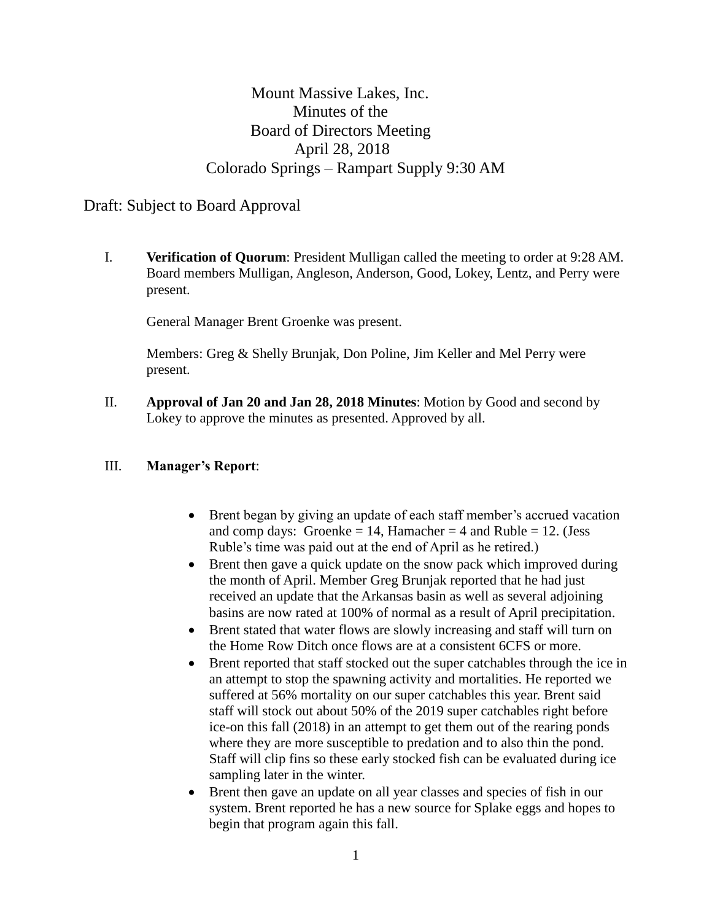# Mount Massive Lakes, Inc.
## Minutes of the
## Board of Directors Meeting
## April 28, 2018
## Colorado Springs – Rampart Supply 9:30 AM

Draft: Subject to Board Approval

I. **Verification of Quorum**: President Mulligan called the meeting to order at 9:28 AM. Board members Mulligan, Angleson, Anderson, Good, Lokey, Lentz, and Perry were present.

   General Manager Brent Groenke was present.

   Members: Greg & Shelly Brunjak, Don Poline, Jim Keller and Mel Perry were present.

II. **Approval of Jan 20 and Jan 28, 2018 Minutes**: Motion by Good and second by Lokey to approve the minutes as presented. Approved by all.

III. **Manager's Report**:

- Brent began by giving an update of each staff member's accrued vacation and comp days: Groenke = 14, Hamacher = 4 and Ruble = 12. (Jess Ruble's time was paid out at the end of April as he retired.)
- Brent then gave a quick update on the snow pack which improved during the month of April. Member Greg Brunjak reported that he had just received an update that the Arkansas basin as well as several adjoining basins are now rated at 100% of normal as a result of April precipitation.
- Brent stated that water flows are slowly increasing and staff will turn on the Home Row Ditch once flows are at a consistent 6CFS or more.
- Brent reported that staff stocked out the super catchables through the ice in an attempt to stop the spawning activity and mortalities. He reported we suffered at 56% mortality on our super catchables this year. Brent said staff will stock out about 50% of the 2019 super catchables right before ice-on this fall (2018) in an attempt to get them out of the rearing ponds where they are more susceptible to predation and to also thin the pond. Staff will clip fins so these early stocked fish can be evaluated during ice sampling later in the winter.
- Brent then gave an update on all year classes and species of fish in our system. Brent reported he has a new source for Splake eggs and hopes to begin that program again this fall.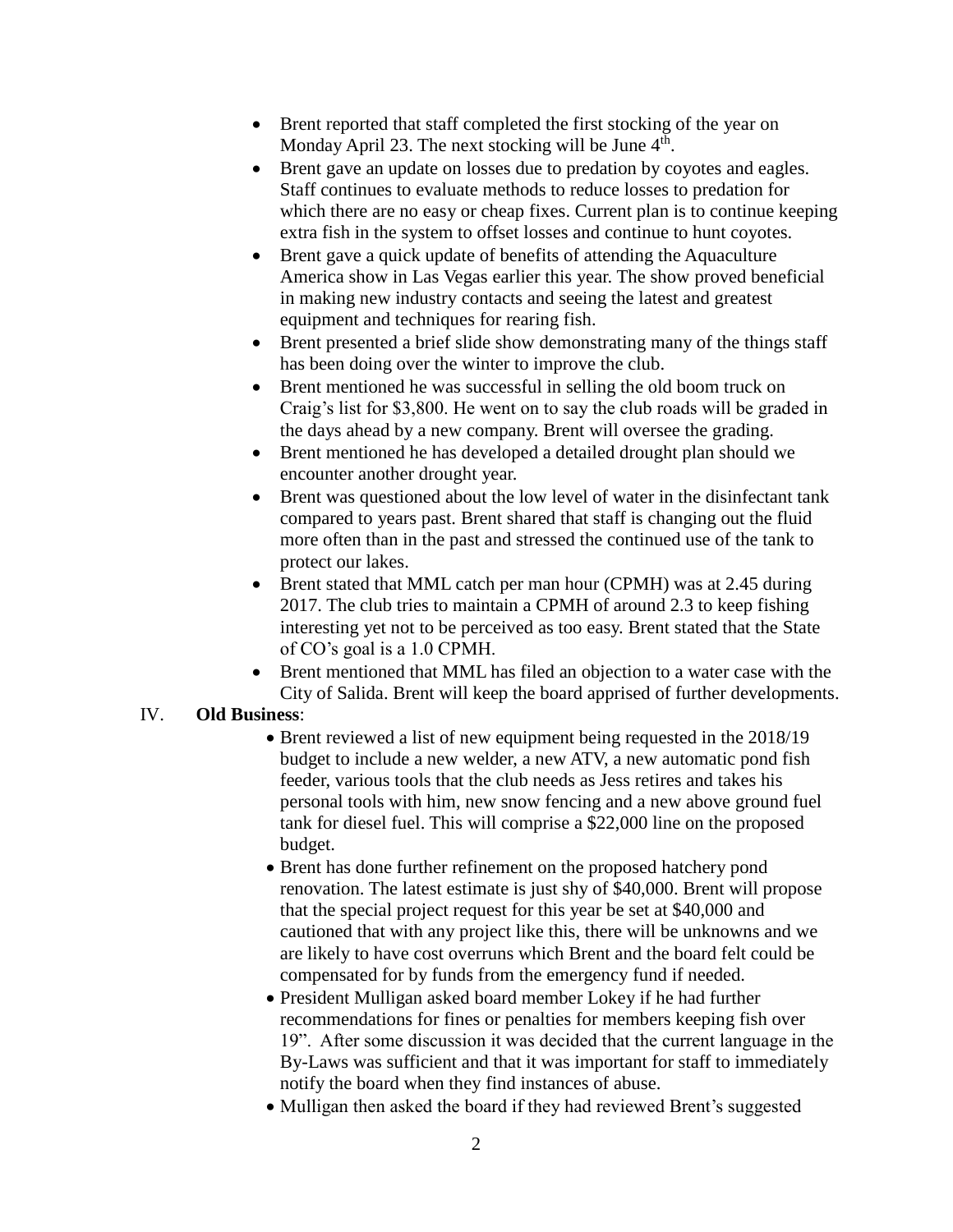- Brent reported that staff completed the first stocking of the year on Monday April 23. The next stocking will be June 4th.
- Brent gave an update on losses due to predation by coyotes and eagles. Staff continues to evaluate methods to reduce losses to predation for which there are no easy or cheap fixes. Current plan is to continue keeping extra fish in the system to offset losses and continue to hunt coyotes.
- Brent gave a quick update of benefits of attending the Aquaculture America show in Las Vegas earlier this year. The show proved beneficial in making new industry contacts and seeing the latest and greatest equipment and techniques for rearing fish.
- Brent presented a brief slide show demonstrating many of the things staff has been doing over the winter to improve the club.
- Brent mentioned he was successful in selling the old boom truck on Craig's list for $3,800. He went on to say the club roads will be graded in the days ahead by a new company. Brent will oversee the grading.
- Brent mentioned he has developed a detailed drought plan should we encounter another drought year.
- Brent was questioned about the low level of water in the disinfectant tank compared to years past. Brent shared that staff is changing out the fluid more often than in the past and stressed the continued use of the tank to protect our lakes.
- Brent stated that MML catch per man hour (CPMH) was at 2.45 during 2017. The club tries to maintain a CPMH of around 2.3 to keep fishing interesting yet not to be perceived as too easy. Brent stated that the State of CO's goal is a 1.0 CPMH.
- Brent mentioned that MML has filed an objection to a water case with the City of Salida. Brent will keep the board apprised of further developments.

IV. **Old Business**:

- Brent reviewed a list of new equipment being requested in the 2018/19 budget to include a new welder, a new ATV, a new automatic pond fish feeder, various tools that the club needs as Jess retires and takes his personal tools with him, new snow fencing and a new above ground fuel tank for diesel fuel. This will comprise a $22,000 line on the proposed budget.
- Brent has done further refinement on the proposed hatchery pond renovation. The latest estimate is just shy of $40,000. Brent will propose that the special project request for this year be set at $40,000 and cautioned that with any project like this, there will be unknowns and we are likely to have cost overruns which Brent and the board felt could be compensated for by funds from the emergency fund if needed.
- President Mulligan asked board member Lokey if he had further recommendations for fines or penalties for members keeping fish over 19". After some discussion it was decided that the current language in the By-Laws was sufficient and that it was important for staff to immediately notify the board when they find instances of abuse.
- Mulligan then asked the board if they had reviewed Brent's suggested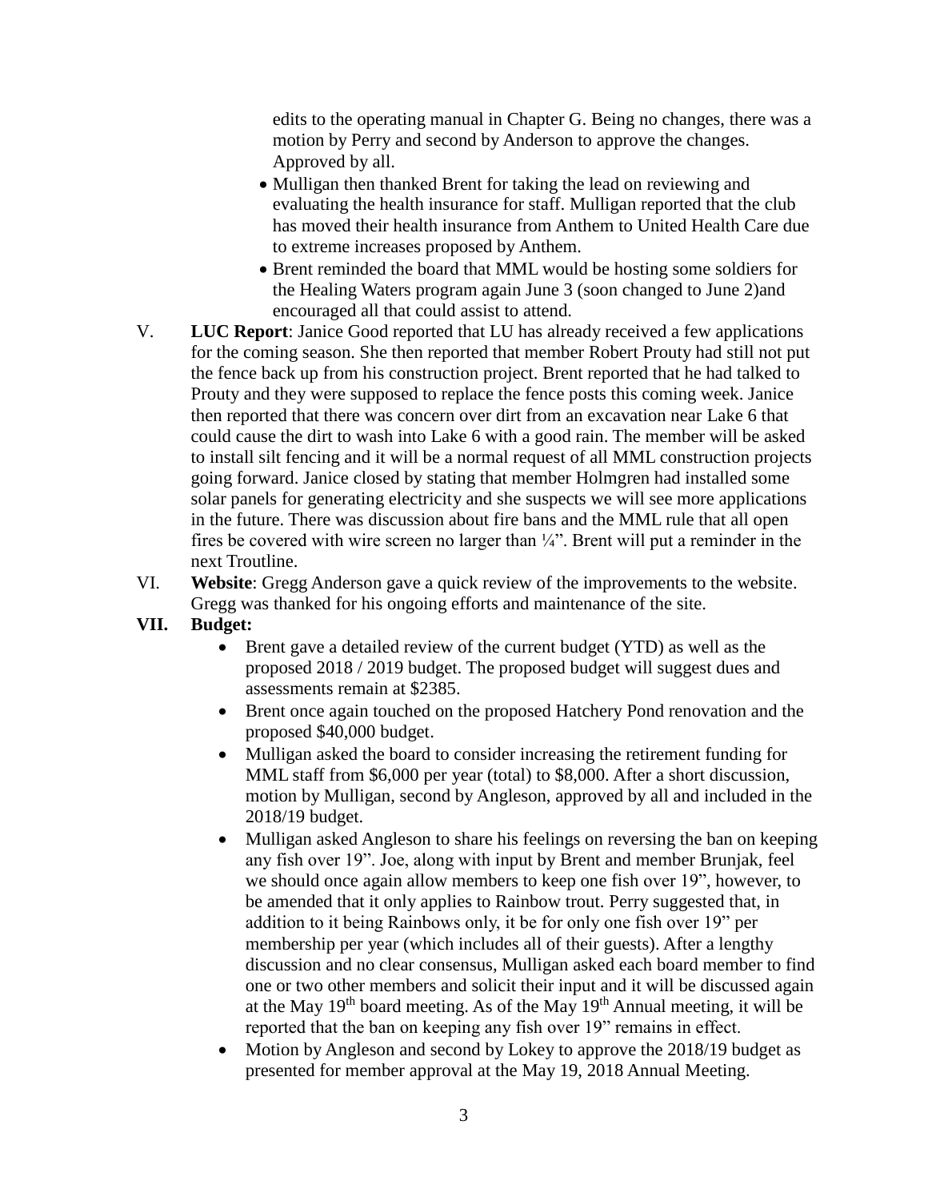edits to the operating manual in Chapter G. Being no changes, there was a motion by Perry and second by Anderson to approve the changes. Approved by all.

- Mulligan then thanked Brent for taking the lead on reviewing and evaluating the health insurance for staff. Mulligan reported that the club has moved their health insurance from Anthem to United Health Care due to extreme increases proposed by Anthem.
- Brent reminded the board that MML would be hosting some soldiers for the Healing Waters program again June 3 (soon changed to June 2)and encouraged all that could assist to attend.

V. **LUC Report**: Janice Good reported that LU has already received a few applications for the coming season. She then reported that member Robert Prouty had still not put the fence back up from his construction project. Brent reported that he had talked to Prouty and they were supposed to replace the fence posts this coming week. Janice then reported that there was concern over dirt from an excavation near Lake 6 that could cause the dirt to wash into Lake 6 with a good rain. The member will be asked to install silt fencing and it will be a normal request of all MML construction projects going forward. Janice closed by stating that member Holmgren had installed some solar panels for generating electricity and she suspects we will see more applications in the future. There was discussion about fire bans and the MML rule that all open fires be covered with wire screen no larger than ¼". Brent will put a reminder in the next Troutline.

VI. **Website**: Gregg Anderson gave a quick review of the improvements to the website. Gregg was thanked for his ongoing efforts and maintenance of the site.

**VII. Budget:**

- Brent gave a detailed review of the current budget (YTD) as well as the proposed 2018 / 2019 budget. The proposed budget will suggest dues and assessments remain at $2385.
- Brent once again touched on the proposed Hatchery Pond renovation and the proposed $40,000 budget.
- Mulligan asked the board to consider increasing the retirement funding for MML staff from $6,000 per year (total) to $8,000. After a short discussion, motion by Mulligan, second by Angleson, approved by all and included in the 2018/19 budget.
- Mulligan asked Angleson to share his feelings on reversing the ban on keeping any fish over 19". Joe, along with input by Brent and member Brunjak, feel we should once again allow members to keep one fish over 19", however, to be amended that it only applies to Rainbow trout. Perry suggested that, in addition to it being Rainbows only, it be for only one fish over 19" per membership per year (which includes all of their guests). After a lengthy discussion and no clear consensus, Mulligan asked each board member to find one or two other members and solicit their input and it will be discussed again at the May 19th board meeting. As of the May 19th Annual meeting, it will be reported that the ban on keeping any fish over 19" remains in effect.
- Motion by Angleson and second by Lokey to approve the 2018/19 budget as presented for member approval at the May 19, 2018 Annual Meeting.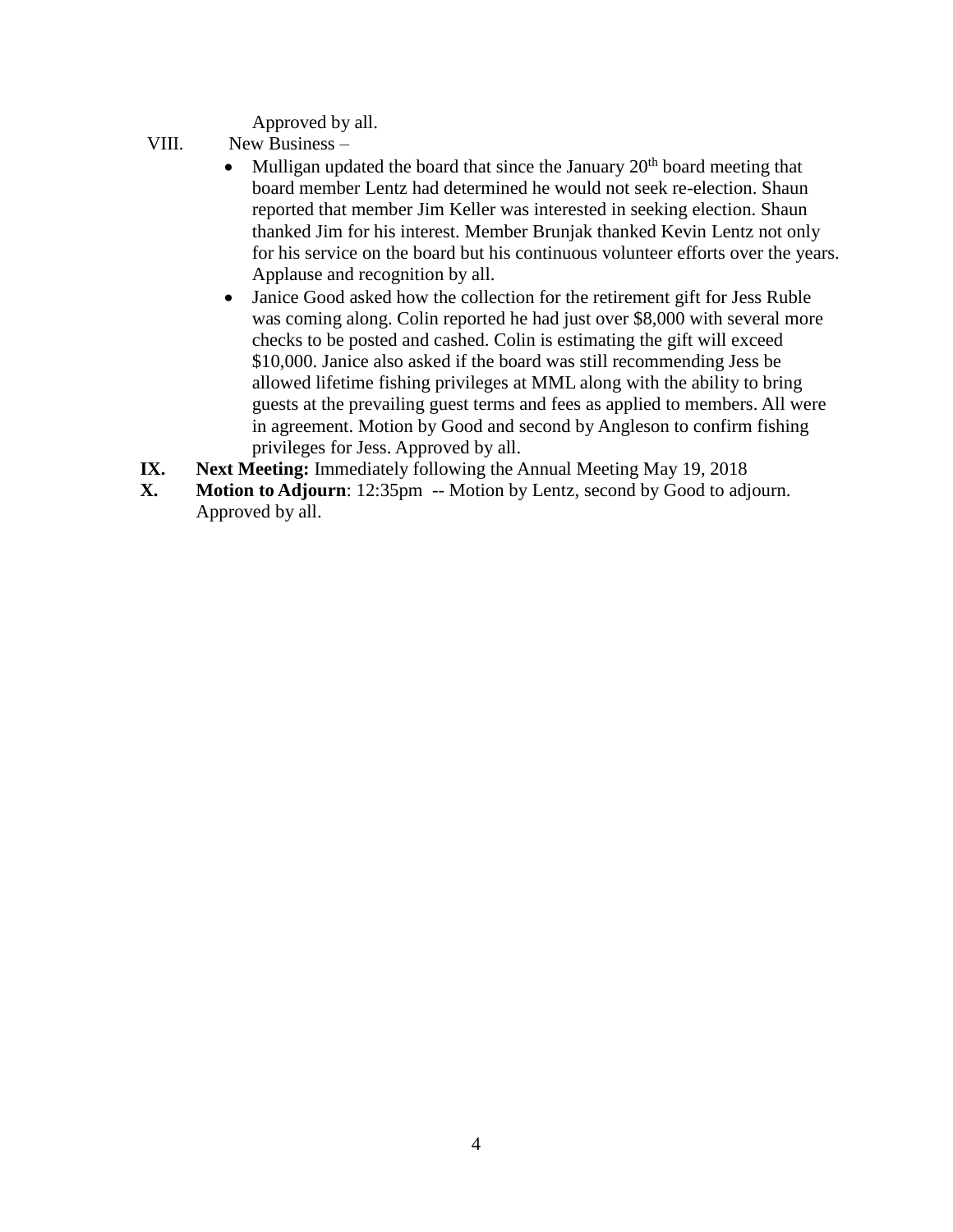Approved by all.

VIII. New Business –

- Mulligan updated the board that since the January 20th board meeting that board member Lentz had determined he would not seek re-election. Shaun reported that member Jim Keller was interested in seeking election. Shaun thanked Jim for his interest. Member Brunjak thanked Kevin Lentz not only for his service on the board but his continuous volunteer efforts over the years. Applause and recognition by all.
- Janice Good asked how the collection for the retirement gift for Jess Ruble was coming along. Colin reported he had just over $8,000 with several more checks to be posted and cashed. Colin is estimating the gift will exceed $10,000. Janice also asked if the board was still recommending Jess be allowed lifetime fishing privileges at MML along with the ability to bring guests at the prevailing guest terms and fees as applied to members. All were in agreement. Motion by Good and second by Angleson to confirm fishing privileges for Jess. Approved by all.

**IX. Next Meeting:** Immediately following the Annual Meeting May 19, 2018

**X. Motion to Adjourn**: 12:35pm -- Motion by Lentz, second by Good to adjourn. Approved by all.